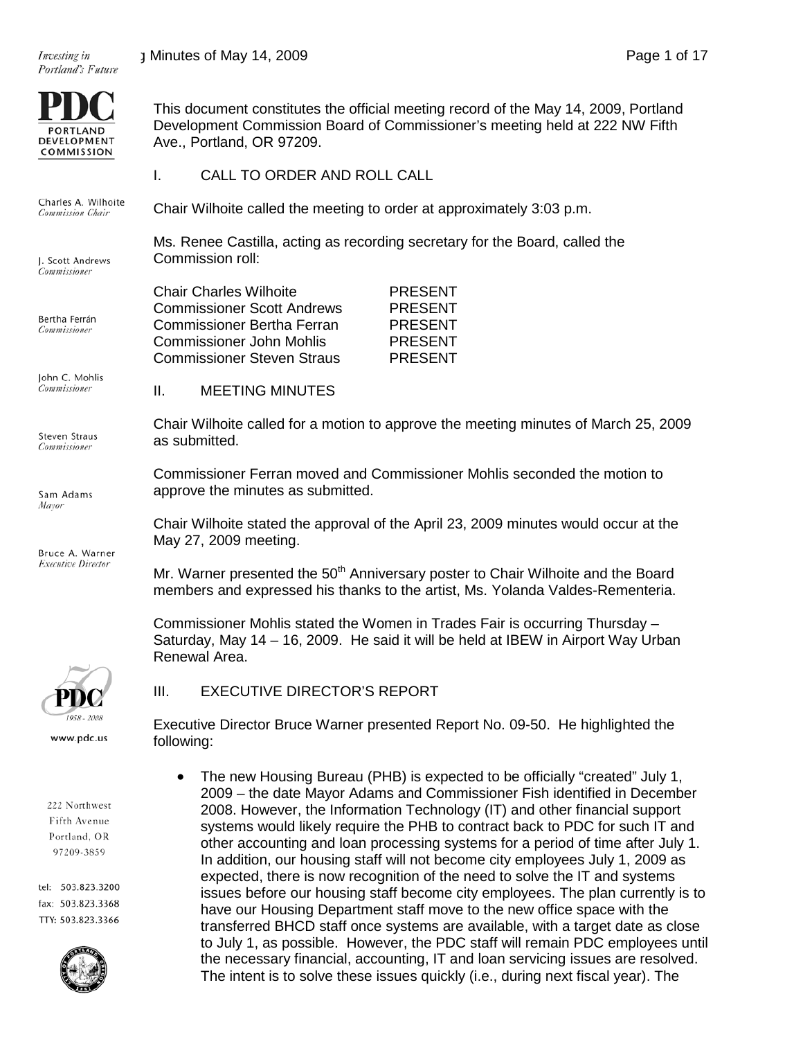This document constitutes the official meeting record of the May 14, 2009, Portland Development Commission Board of Commissioner's meeting held at 222 NW Fifth Ave., Portland, OR 97209.

## I. CALL TO ORDER AND ROLL CALL

Chair Wilhoite called the meeting to order at approximately 3:03 p.m.

Ms. Renee Castilla, acting as recording secretary for the Board, called the Commission roll:

| | |
|---|---|
| Chair Charles Wilhoite | PRESENT |
| Commissioner Scott Andrews | PRESENT |
| Commissioner Bertha Ferran | PRESENT |
| Commissioner John Mohlis | PRESENT |
| Commissioner Steven Straus | PRESENT |

## II. MEETING MINUTES

Chair Wilhoite called for a motion to approve the meeting minutes of March 25, 2009 as submitted.

Commissioner Ferran moved and Commissioner Mohlis seconded the motion to approve the minutes as submitted.

Chair Wilhoite stated the approval of the April 23, 2009 minutes would occur at the May 27, 2009 meeting.

Mr. Warner presented the 50th Anniversary poster to Chair Wilhoite and the Board members and expressed his thanks to the artist, Ms. Yolanda Valdes-Rementeria.

Commissioner Mohlis stated the Women in Trades Fair is occurring Thursday – Saturday, May 14 – 16, 2009. He said it will be held at IBEW in Airport Way Urban Renewal Area.

## III. EXECUTIVE DIRECTOR'S REPORT

Executive Director Bruce Warner presented Report No. 09-50. He highlighted the following:

- The new Housing Bureau (PHB) is expected to be officially "created" July 1, 2009 – the date Mayor Adams and Commissioner Fish identified in December 2008. However, the Information Technology (IT) and other financial support systems would likely require the PHB to contract back to PDC for such IT and other accounting and loan processing systems for a period of time after July 1. In addition, our housing staff will not become city employees July 1, 2009 as expected, there is now recognition of the need to solve the IT and systems issues before our housing staff become city employees. The plan currently is to have our Housing Department staff move to the new office space with the transferred BHCD staff once systems are available, with a target date as close to July 1, as possible. However, the PDC staff will remain PDC employees until the necessary financial, accounting, IT and loan servicing issues are resolved. The intent is to solve these issues quickly (i.e., during next fiscal year). The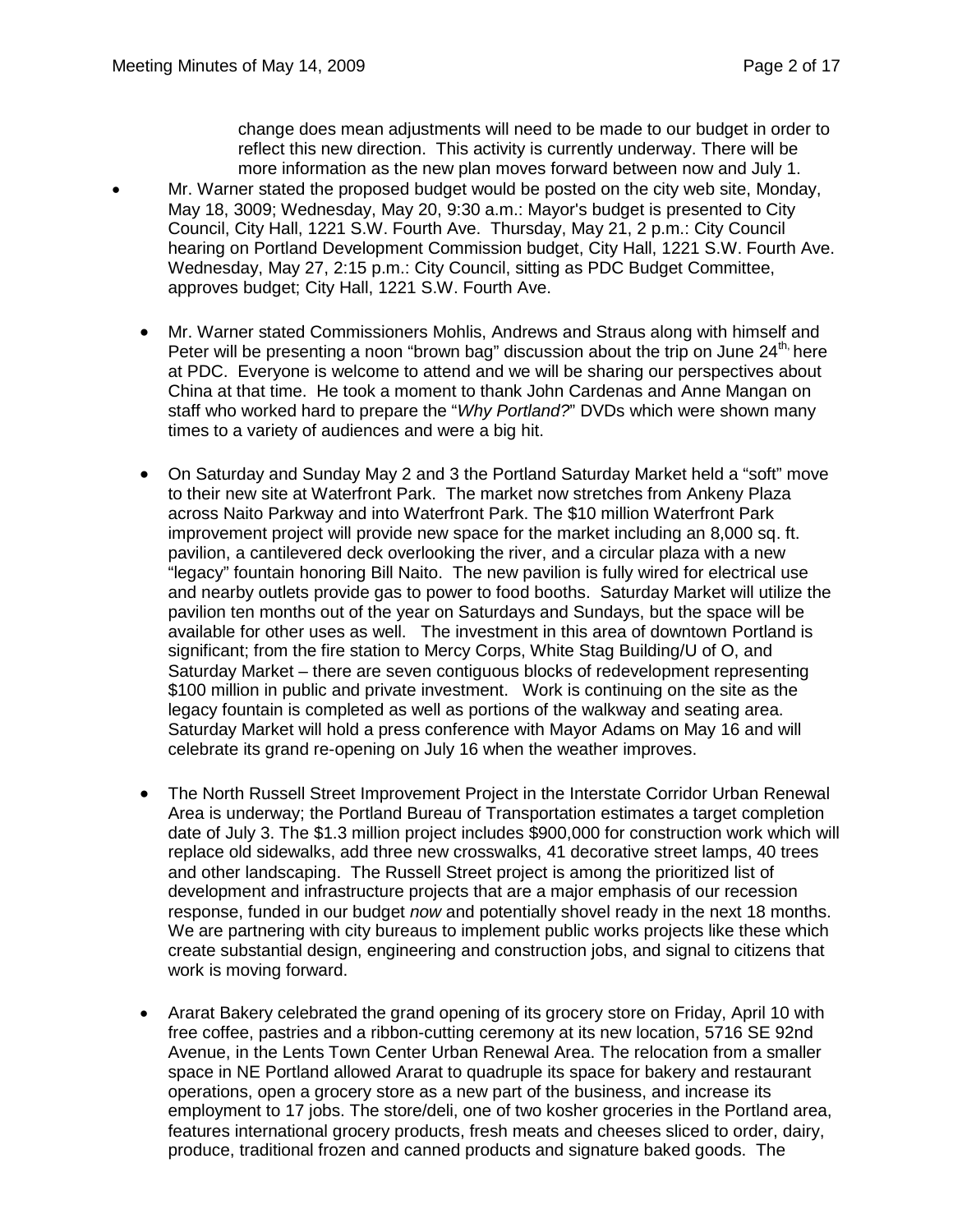change does mean adjustments will need to be made to our budget in order to reflect this new direction. This activity is currently underway. There will be more information as the new plan moves forward between now and July 1.

- Mr. Warner stated the proposed budget would be posted on the city web site, Monday, May 18, 3009; Wednesday, May 20, 9:30 a.m.: Mayor's budget is presented to City Council, City Hall, 1221 S.W. Fourth Ave. Thursday, May 21, 2 p.m.: City Council hearing on Portland Development Commission budget, City Hall, 1221 S.W. Fourth Ave. Wednesday, May 27, 2:15 p.m.: City Council, sitting as PDC Budget Committee, approves budget; City Hall, 1221 S.W. Fourth Ave.

- Mr. Warner stated Commissioners Mohlis, Andrews and Straus along with himself and Peter will be presenting a noon "brown bag" discussion about the trip on June 24th, here at PDC. Everyone is welcome to attend and we will be sharing our perspectives about China at that time. He took a moment to thank John Cardenas and Anne Mangan on staff who worked hard to prepare the "*Why Portland?*" DVDs which were shown many times to a variety of audiences and were a big hit.

- On Saturday and Sunday May 2 and 3 the Portland Saturday Market held a "soft" move to their new site at Waterfront Park. The market now stretches from Ankeny Plaza across Naito Parkway and into Waterfront Park. The $10 million Waterfront Park improvement project will provide new space for the market including an 8,000 sq. ft. pavilion, a cantilevered deck overlooking the river, and a circular plaza with a new "legacy" fountain honoring Bill Naito. The new pavilion is fully wired for electrical use and nearby outlets provide gas to power to food booths. Saturday Market will utilize the pavilion ten months out of the year on Saturdays and Sundays, but the space will be available for other uses as well. The investment in this area of downtown Portland is significant; from the fire station to Mercy Corps, White Stag Building/U of O, and Saturday Market – there are seven contiguous blocks of redevelopment representing $100 million in public and private investment. Work is continuing on the site as the legacy fountain is completed as well as portions of the walkway and seating area. Saturday Market will hold a press conference with Mayor Adams on May 16 and will celebrate its grand re-opening on July 16 when the weather improves.

- The North Russell Street Improvement Project in the Interstate Corridor Urban Renewal Area is underway; the Portland Bureau of Transportation estimates a target completion date of July 3. The $1.3 million project includes $900,000 for construction work which will replace old sidewalks, add three new crosswalks, 41 decorative street lamps, 40 trees and other landscaping. The Russell Street project is among the prioritized list of development and infrastructure projects that are a major emphasis of our recession response, funded in our budget *now* and potentially shovel ready in the next 18 months. We are partnering with city bureaus to implement public works projects like these which create substantial design, engineering and construction jobs, and signal to citizens that work is moving forward.

- Ararat Bakery celebrated the grand opening of its grocery store on Friday, April 10 with free coffee, pastries and a ribbon-cutting ceremony at its new location, 5716 SE 92nd Avenue, in the Lents Town Center Urban Renewal Area. The relocation from a smaller space in NE Portland allowed Ararat to quadruple its space for bakery and restaurant operations, open a grocery store as a new part of the business, and increase its employment to 17 jobs. The store/deli, one of two kosher groceries in the Portland area, features international grocery products, fresh meats and cheeses sliced to order, dairy, produce, traditional frozen and canned products and signature baked goods. The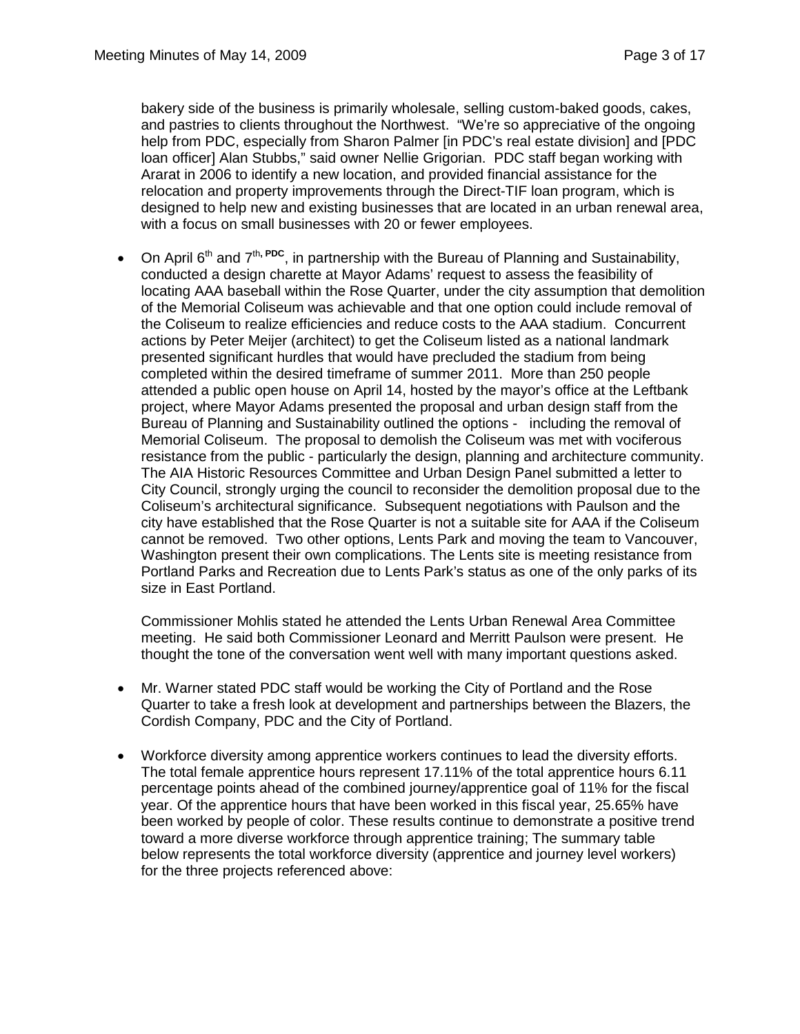bakery side of the business is primarily wholesale, selling custom-baked goods, cakes, and pastries to clients throughout the Northwest. "We're so appreciative of the ongoing help from PDC, especially from Sharon Palmer [in PDC's real estate division] and [PDC loan officer] Alan Stubbs," said owner Nellie Grigorian. PDC staff began working with Ararat in 2006 to identify a new location, and provided financial assistance for the relocation and property improvements through the Direct-TIF loan program, which is designed to help new and existing businesses that are located in an urban renewal area, with a focus on small businesses with 20 or fewer employees.

- On April 6th and 7th, PDC, in partnership with the Bureau of Planning and Sustainability, conducted a design charette at Mayor Adams' request to assess the feasibility of locating AAA baseball within the Rose Quarter, under the city assumption that demolition of the Memorial Coliseum was achievable and that one option could include removal of the Coliseum to realize efficiencies and reduce costs to the AAA stadium. Concurrent actions by Peter Meijer (architect) to get the Coliseum listed as a national landmark presented significant hurdles that would have precluded the stadium from being completed within the desired timeframe of summer 2011. More than 250 people attended a public open house on April 14, hosted by the mayor's office at the Leftbank project, where Mayor Adams presented the proposal and urban design staff from the Bureau of Planning and Sustainability outlined the options - including the removal of Memorial Coliseum. The proposal to demolish the Coliseum was met with vociferous resistance from the public - particularly the design, planning and architecture community. The AIA Historic Resources Committee and Urban Design Panel submitted a letter to City Council, strongly urging the council to reconsider the demolition proposal due to the Coliseum's architectural significance. Subsequent negotiations with Paulson and the city have established that the Rose Quarter is not a suitable site for AAA if the Coliseum cannot be removed. Two other options, Lents Park and moving the team to Vancouver, Washington present their own complications. The Lents site is meeting resistance from Portland Parks and Recreation due to Lents Park's status as one of the only parks of its size in East Portland.

  Commissioner Mohlis stated he attended the Lents Urban Renewal Area Committee meeting. He said both Commissioner Leonard and Merritt Paulson were present. He thought the tone of the conversation went well with many important questions asked.

- Mr. Warner stated PDC staff would be working the City of Portland and the Rose Quarter to take a fresh look at development and partnerships between the Blazers, the Cordish Company, PDC and the City of Portland.

- Workforce diversity among apprentice workers continues to lead the diversity efforts. The total female apprentice hours represent 17.11% of the total apprentice hours 6.11 percentage points ahead of the combined journey/apprentice goal of 11% for the fiscal year. Of the apprentice hours that have been worked in this fiscal year, 25.65% have been worked by people of color. These results continue to demonstrate a positive trend toward a more diverse workforce through apprentice training; The summary table below represents the total workforce diversity (apprentice and journey level workers) for the three projects referenced above: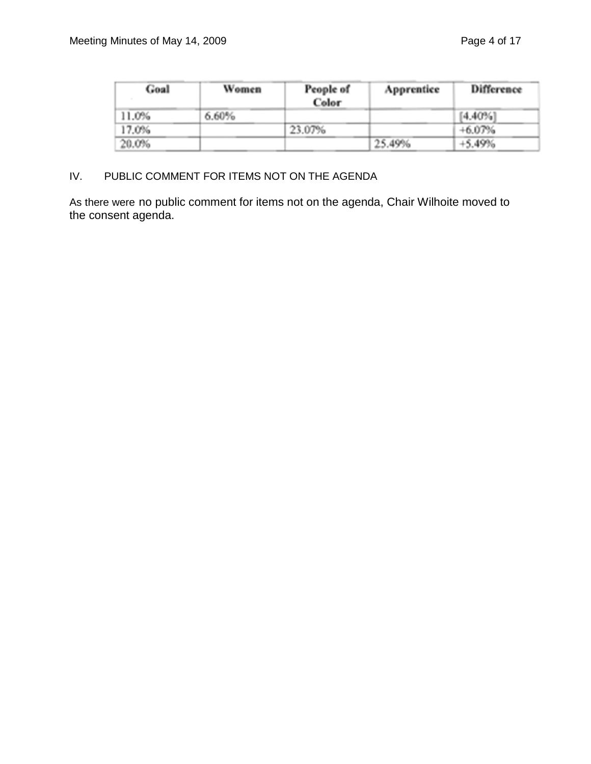| Goal | Women | People of Color | Apprentice | Difference |
|---|---|---|---|---|
| 11.0% | 6.60% | | | [4.40%] |
| 17.0% | | 23.07% | | +6.07% |
| 20.0% | | | 25.49% | +5.49% |

IV. PUBLIC COMMENT FOR ITEMS NOT ON THE AGENDA

As there were no public comment for items not on the agenda, Chair Wilhoite moved to the consent agenda.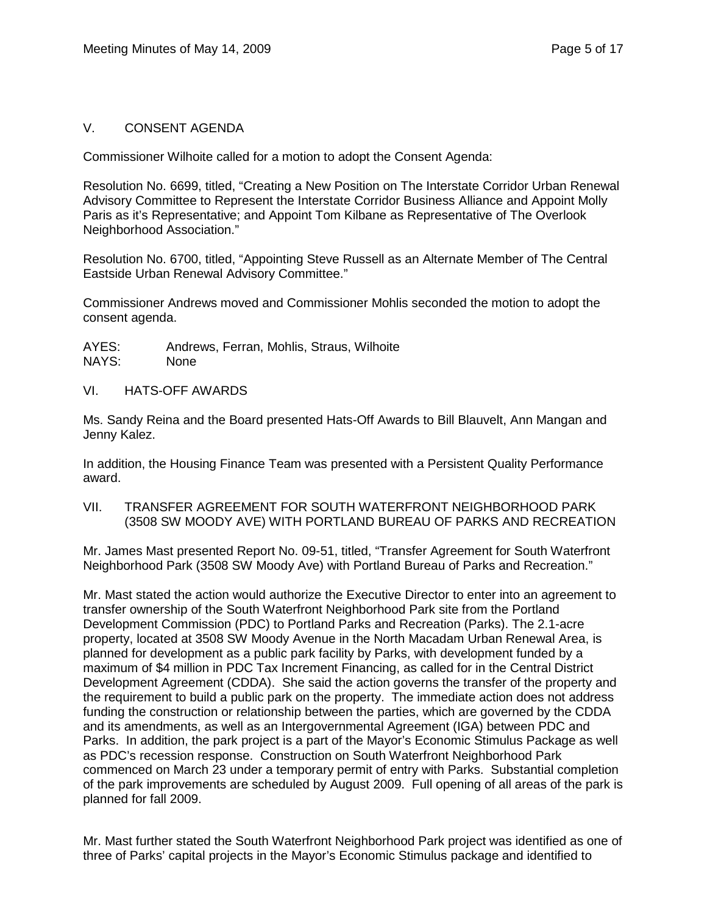## V. CONSENT AGENDA

Commissioner Wilhoite called for a motion to adopt the Consent Agenda:

Resolution No. 6699, titled, "Creating a New Position on The Interstate Corridor Urban Renewal Advisory Committee to Represent the Interstate Corridor Business Alliance and Appoint Molly Paris as it's Representative; and Appoint Tom Kilbane as Representative of The Overlook Neighborhood Association."

Resolution No. 6700, titled, "Appointing Steve Russell as an Alternate Member of The Central Eastside Urban Renewal Advisory Committee."

Commissioner Andrews moved and Commissioner Mohlis seconded the motion to adopt the consent agenda.

AYES: Andrews, Ferran, Mohlis, Straus, Wilhoite
NAYS: None

## VI. HATS-OFF AWARDS

Ms. Sandy Reina and the Board presented Hats-Off Awards to Bill Blauvelt, Ann Mangan and Jenny Kalez.

In addition, the Housing Finance Team was presented with a Persistent Quality Performance award.

## VII. TRANSFER AGREEMENT FOR SOUTH WATERFRONT NEIGHBORHOOD PARK (3508 SW MOODY AVE) WITH PORTLAND BUREAU OF PARKS AND RECREATION

Mr. James Mast presented Report No. 09-51, titled, "Transfer Agreement for South Waterfront Neighborhood Park (3508 SW Moody Ave) with Portland Bureau of Parks and Recreation."

Mr. Mast stated the action would authorize the Executive Director to enter into an agreement to transfer ownership of the South Waterfront Neighborhood Park site from the Portland Development Commission (PDC) to Portland Parks and Recreation (Parks). The 2.1-acre property, located at 3508 SW Moody Avenue in the North Macadam Urban Renewal Area, is planned for development as a public park facility by Parks, with development funded by a maximum of $4 million in PDC Tax Increment Financing, as called for in the Central District Development Agreement (CDDA). She said the action governs the transfer of the property and the requirement to build a public park on the property. The immediate action does not address funding the construction or relationship between the parties, which are governed by the CDDA and its amendments, as well as an Intergovernmental Agreement (IGA) between PDC and Parks. In addition, the park project is a part of the Mayor's Economic Stimulus Package as well as PDC's recession response. Construction on South Waterfront Neighborhood Park commenced on March 23 under a temporary permit of entry with Parks. Substantial completion of the park improvements are scheduled by August 2009. Full opening of all areas of the park is planned for fall 2009.

Mr. Mast further stated the South Waterfront Neighborhood Park project was identified as one of three of Parks' capital projects in the Mayor's Economic Stimulus package and identified to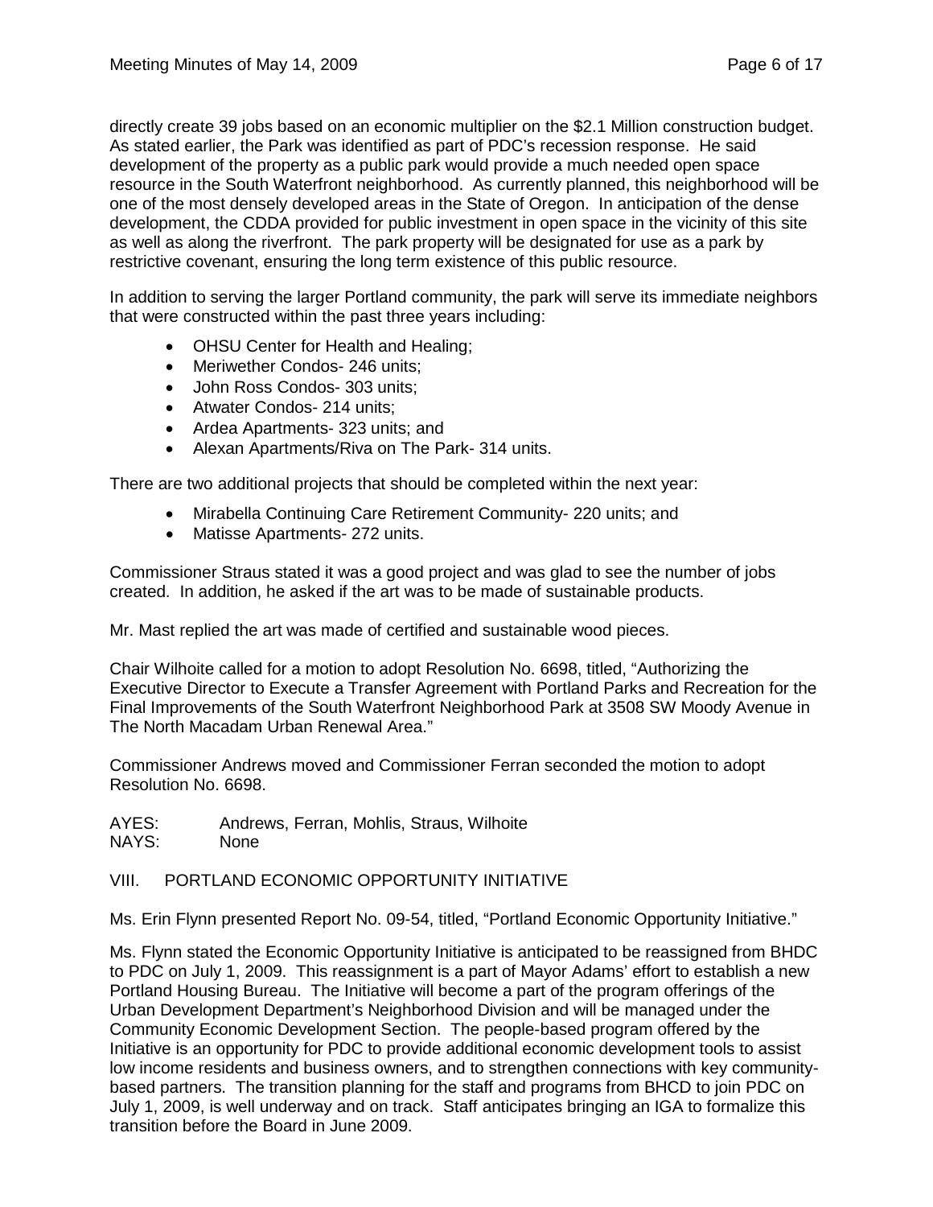directly create 39 jobs based on an economic multiplier on the $2.1 Million construction budget. As stated earlier, the Park was identified as part of PDC's recession response. He said development of the property as a public park would provide a much needed open space resource in the South Waterfront neighborhood. As currently planned, this neighborhood will be one of the most densely developed areas in the State of Oregon. In anticipation of the dense development, the CDDA provided for public investment in open space in the vicinity of this site as well as along the riverfront. The park property will be designated for use as a park by restrictive covenant, ensuring the long term existence of this public resource.

In addition to serving the larger Portland community, the park will serve its immediate neighbors that were constructed within the past three years including:

- OHSU Center for Health and Healing;
- Meriwether Condos- 246 units;
- John Ross Condos- 303 units;
- Atwater Condos- 214 units;
- Ardea Apartments- 323 units; and
- Alexan Apartments/Riva on The Park- 314 units.

There are two additional projects that should be completed within the next year:

- Mirabella Continuing Care Retirement Community- 220 units; and
- Matisse Apartments- 272 units.

Commissioner Straus stated it was a good project and was glad to see the number of jobs created. In addition, he asked if the art was to be made of sustainable products.

Mr. Mast replied the art was made of certified and sustainable wood pieces.

Chair Wilhoite called for a motion to adopt Resolution No. 6698, titled, "Authorizing the Executive Director to Execute a Transfer Agreement with Portland Parks and Recreation for the Final Improvements of the South Waterfront Neighborhood Park at 3508 SW Moody Avenue in The North Macadam Urban Renewal Area."

Commissioner Andrews moved and Commissioner Ferran seconded the motion to adopt Resolution No. 6698.

AYES: Andrews, Ferran, Mohlis, Straus, Wilhoite
NAYS: None

## VIII. PORTLAND ECONOMIC OPPORTUNITY INITIATIVE

Ms. Erin Flynn presented Report No. 09-54, titled, "Portland Economic Opportunity Initiative."

Ms. Flynn stated the Economic Opportunity Initiative is anticipated to be reassigned from BHDC to PDC on July 1, 2009. This reassignment is a part of Mayor Adams' effort to establish a new Portland Housing Bureau. The Initiative will become a part of the program offerings of the Urban Development Department's Neighborhood Division and will be managed under the Community Economic Development Section. The people-based program offered by the Initiative is an opportunity for PDC to provide additional economic development tools to assist low income residents and business owners, and to strengthen connections with key community-based partners. The transition planning for the staff and programs from BHCD to join PDC on July 1, 2009, is well underway and on track. Staff anticipates bringing an IGA to formalize this transition before the Board in June 2009.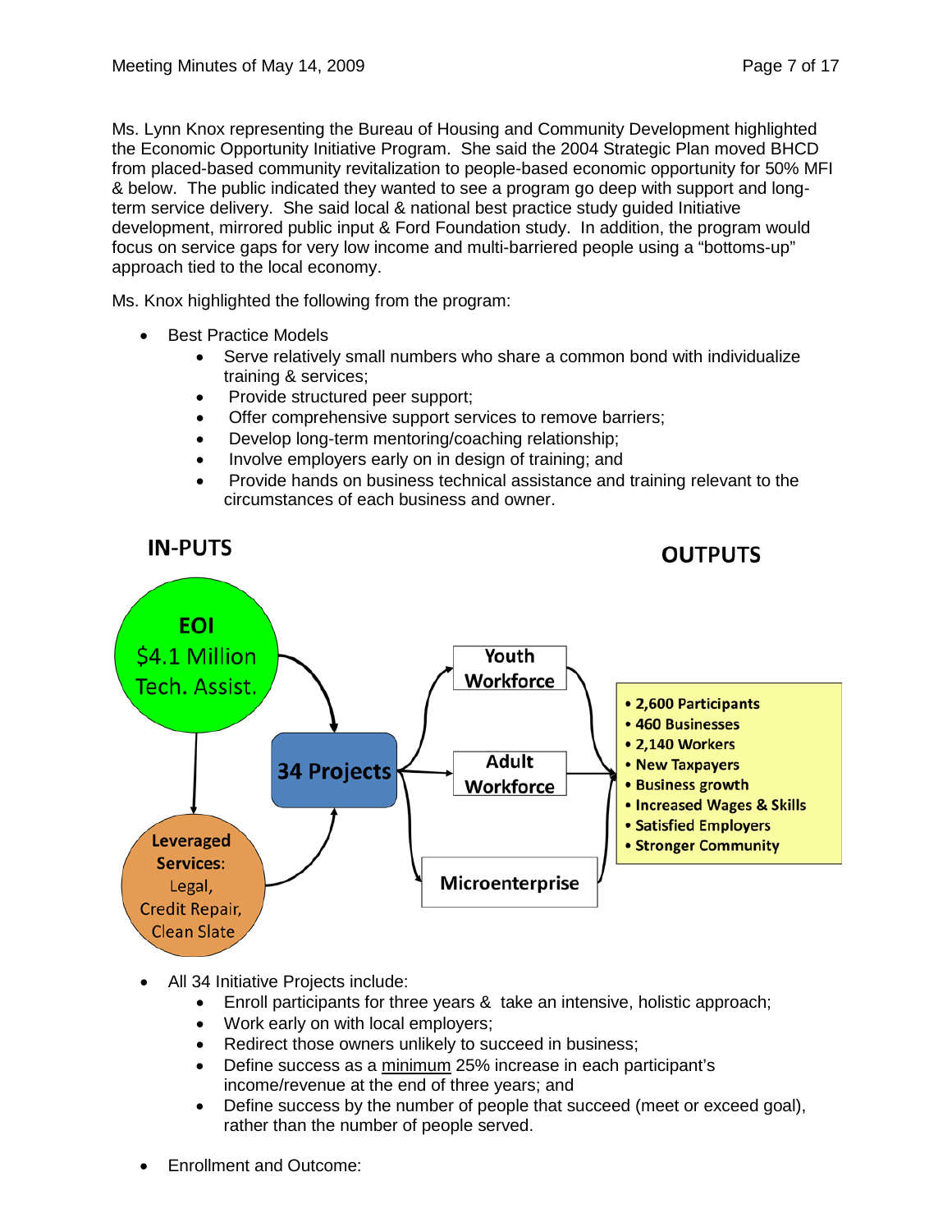Ms. Lynn Knox representing the Bureau of Housing and Community Development highlighted the Economic Opportunity Initiative Program. She said the 2004 Strategic Plan moved BHCD from placed-based community revitalization to people-based economic opportunity for 50% MFI & below. The public indicated they wanted to see a program go deep with support and long-term service delivery. She said local & national best practice study guided Initiative development, mirrored public input & Ford Foundation study. In addition, the program would focus on service gaps for very low income and multi-barriered people using a "bottoms-up" approach tied to the local economy.

Ms. Knox highlighted the following from the program:

- Best Practice Models
  - Serve relatively small numbers who share a common bond with individualize training & services;
  - Provide structured peer support;
  - Offer comprehensive support services to remove barriers;
  - Develop long-term mentoring/coaching relationship;
  - Involve employers early on in design of training; and
  - Provide hands on business technical assistance and training relevant to the circumstances of each business and owner.

**IN-PUTS**

**OUTPUTS**

- **EOI** $4.1 Million Tech. Assist.
- **Leveraged Services:** Legal, Credit Repair, Clean Slate
- **34 Projects**
- Youth Workforce
- Adult Workforce
- Microenterprise

- 2,600 Participants
- 460 Businesses
- 2,140 Workers
- New Taxpayers
- Business growth
- Increased Wages & Skills
- Satisfied Employers
- Stronger Community

- All 34 Initiative Projects include:
  - Enroll participants for three years & take an intensive, holistic approach;
  - Work early on with local employers;
  - Redirect those owners unlikely to succeed in business;
  - Define success as a minimum 25% increase in each participant's income/revenue at the end of three years; and
  - Define success by the number of people that succeed (meet or exceed goal), rather than the number of people served.

- Enrollment and Outcome: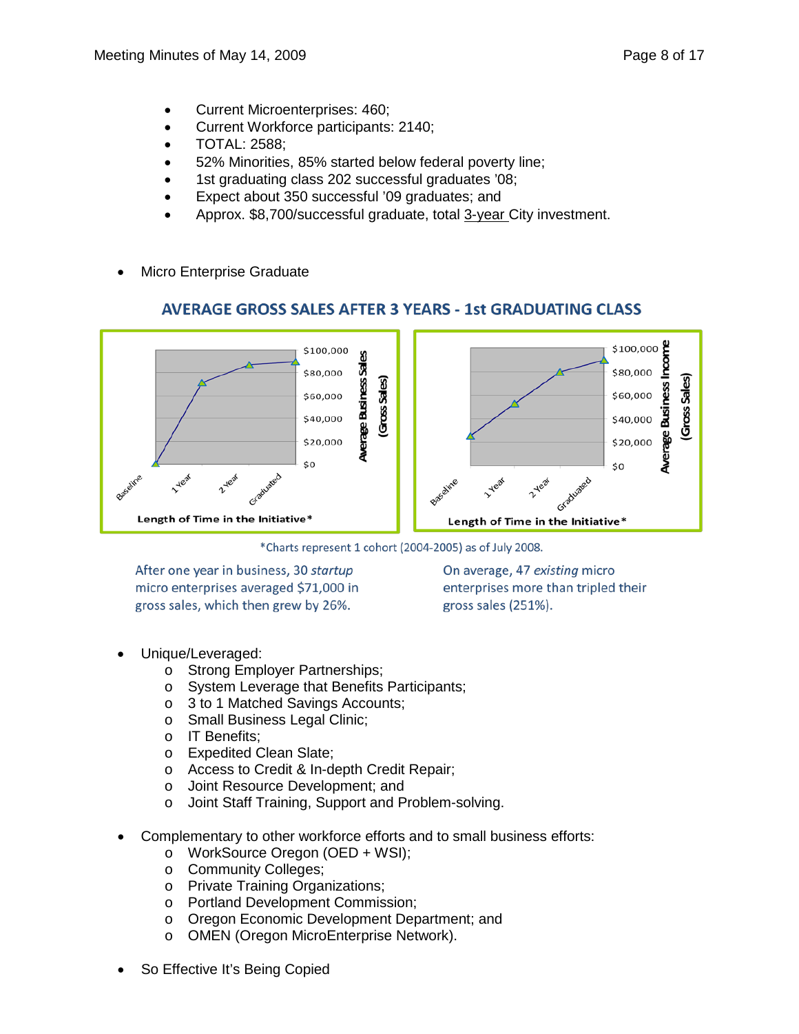- Current Microenterprises: 460;
- Current Workforce participants: 2140;
- TOTAL: 2588;
- 52% Minorities, 85% started below federal poverty line;
- 1st graduating class 202 successful graduates '08;
- Expect about 350 successful '09 graduates; and
- Approx. $8,700/successful graduate, total 3-year City investment.

- Micro Enterprise Graduate

**AVERAGE GROSS SALES AFTER 3 YEARS - 1st GRADUATING CLASS**

*Charts represent 1 cohort (2004-2005) as of July 2008.

After one year in business, 30 *startup* micro enterprises averaged $71,000 in gross sales, which then grew by 26%.

On average, 47 *existing* micro enterprises more than tripled their gross sales (251%).

- Unique/Leveraged:
  - Strong Employer Partnerships;
  - System Leverage that Benefits Participants;
  - 3 to 1 Matched Savings Accounts;
  - Small Business Legal Clinic;
  - IT Benefits;
  - Expedited Clean Slate;
  - Access to Credit & In-depth Credit Repair;
  - Joint Resource Development; and
  - Joint Staff Training, Support and Problem-solving.

- Complementary to other workforce efforts and to small business efforts:
  - WorkSource Oregon (OED + WSI);
  - Community Colleges;
  - Private Training Organizations;
  - Portland Development Commission;
  - Oregon Economic Development Department; and
  - OMEN (Oregon MicroEnterprise Network).

- So Effective It's Being Copied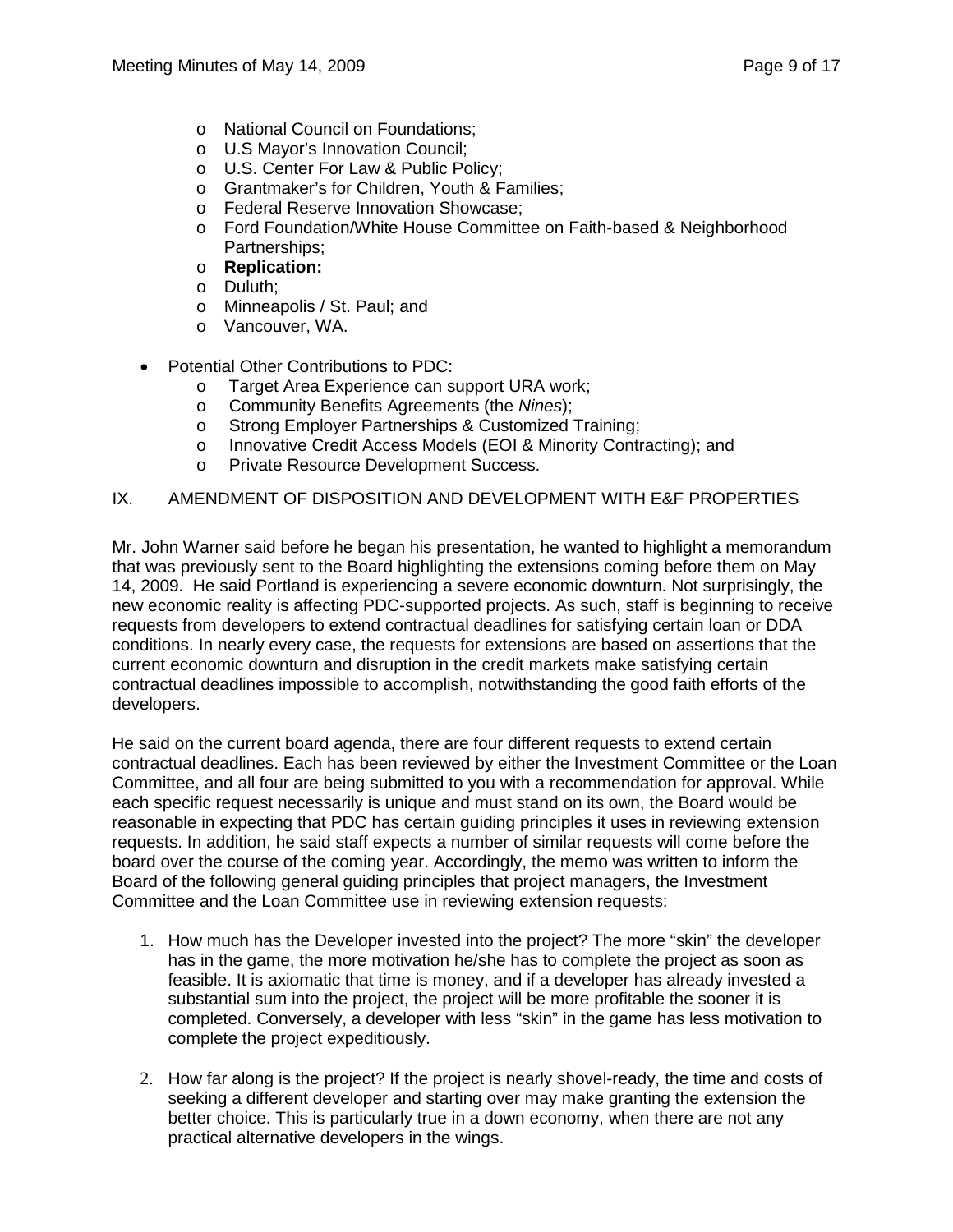- National Council on Foundations;
- U.S Mayor's Innovation Council;
- U.S. Center For Law & Public Policy;
- Grantmaker's for Children, Youth & Families;
- Federal Reserve Innovation Showcase;
- Ford Foundation/White House Committee on Faith-based & Neighborhood Partnerships;
- **Replication:**
- Duluth;
- Minneapolis / St. Paul; and
- Vancouver, WA.

- Potential Other Contributions to PDC:
  - Target Area Experience can support URA work;
  - Community Benefits Agreements (the *Nines*);
  - Strong Employer Partnerships & Customized Training;
  - Innovative Credit Access Models (EOI & Minority Contracting); and
  - Private Resource Development Success.

IX. AMENDMENT OF DISPOSITION AND DEVELOPMENT WITH E&F PROPERTIES

Mr. John Warner said before he began his presentation, he wanted to highlight a memorandum that was previously sent to the Board highlighting the extensions coming before them on May 14, 2009. He said Portland is experiencing a severe economic downturn. Not surprisingly, the new economic reality is affecting PDC-supported projects. As such, staff is beginning to receive requests from developers to extend contractual deadlines for satisfying certain loan or DDA conditions. In nearly every case, the requests for extensions are based on assertions that the current economic downturn and disruption in the credit markets make satisfying certain contractual deadlines impossible to accomplish, notwithstanding the good faith efforts of the developers.

He said on the current board agenda, there are four different requests to extend certain contractual deadlines. Each has been reviewed by either the Investment Committee or the Loan Committee, and all four are being submitted to you with a recommendation for approval. While each specific request necessarily is unique and must stand on its own, the Board would be reasonable in expecting that PDC has certain guiding principles it uses in reviewing extension requests. In addition, he said staff expects a number of similar requests will come before the board over the course of the coming year. Accordingly, the memo was written to inform the Board of the following general guiding principles that project managers, the Investment Committee and the Loan Committee use in reviewing extension requests:

1. How much has the Developer invested into the project? The more "skin" the developer has in the game, the more motivation he/she has to complete the project as soon as feasible. It is axiomatic that time is money, and if a developer has already invested a substantial sum into the project, the project will be more profitable the sooner it is completed. Conversely, a developer with less "skin" in the game has less motivation to complete the project expeditiously.

2. How far along is the project? If the project is nearly shovel-ready, the time and costs of seeking a different developer and starting over may make granting the extension the better choice. This is particularly true in a down economy, when there are not any practical alternative developers in the wings.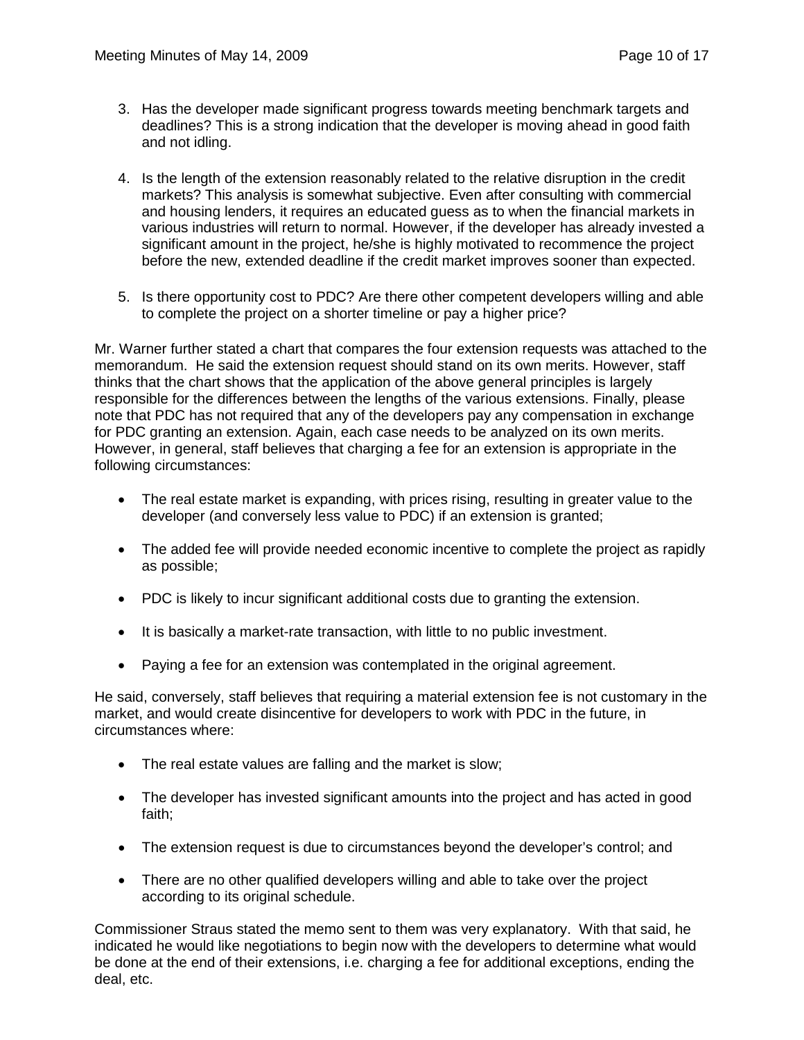3. Has the developer made significant progress towards meeting benchmark targets and deadlines? This is a strong indication that the developer is moving ahead in good faith and not idling.

4. Is the length of the extension reasonably related to the relative disruption in the credit markets? This analysis is somewhat subjective. Even after consulting with commercial and housing lenders, it requires an educated guess as to when the financial markets in various industries will return to normal. However, if the developer has already invested a significant amount in the project, he/she is highly motivated to recommence the project before the new, extended deadline if the credit market improves sooner than expected.

5. Is there opportunity cost to PDC? Are there other competent developers willing and able to complete the project on a shorter timeline or pay a higher price?

Mr. Warner further stated a chart that compares the four extension requests was attached to the memorandum. He said the extension request should stand on its own merits. However, staff thinks that the chart shows that the application of the above general principles is largely responsible for the differences between the lengths of the various extensions. Finally, please note that PDC has not required that any of the developers pay any compensation in exchange for PDC granting an extension. Again, each case needs to be analyzed on its own merits. However, in general, staff believes that charging a fee for an extension is appropriate in the following circumstances:

- The real estate market is expanding, with prices rising, resulting in greater value to the developer (and conversely less value to PDC) if an extension is granted;
- The added fee will provide needed economic incentive to complete the project as rapidly as possible;
- PDC is likely to incur significant additional costs due to granting the extension.
- It is basically a market-rate transaction, with little to no public investment.
- Paying a fee for an extension was contemplated in the original agreement.

He said, conversely, staff believes that requiring a material extension fee is not customary in the market, and would create disincentive for developers to work with PDC in the future, in circumstances where:

- The real estate values are falling and the market is slow;
- The developer has invested significant amounts into the project and has acted in good faith;
- The extension request is due to circumstances beyond the developer's control; and
- There are no other qualified developers willing and able to take over the project according to its original schedule.

Commissioner Straus stated the memo sent to them was very explanatory. With that said, he indicated he would like negotiations to begin now with the developers to determine what would be done at the end of their extensions, i.e. charging a fee for additional exceptions, ending the deal, etc.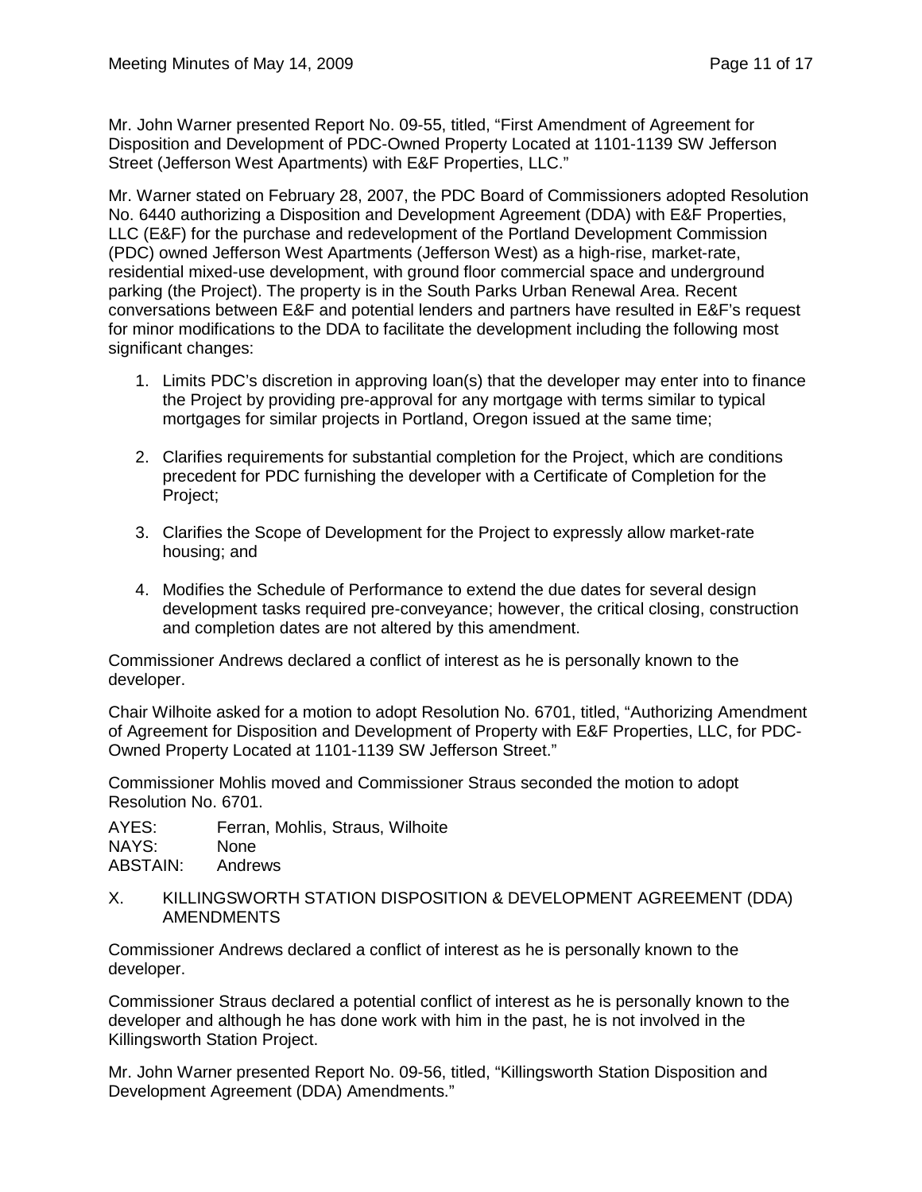Mr. John Warner presented Report No. 09-55, titled, "First Amendment of Agreement for Disposition and Development of PDC-Owned Property Located at 1101-1139 SW Jefferson Street (Jefferson West Apartments) with E&F Properties, LLC."

Mr. Warner stated on February 28, 2007, the PDC Board of Commissioners adopted Resolution No. 6440 authorizing a Disposition and Development Agreement (DDA) with E&F Properties, LLC (E&F) for the purchase and redevelopment of the Portland Development Commission (PDC) owned Jefferson West Apartments (Jefferson West) as a high-rise, market-rate, residential mixed-use development, with ground floor commercial space and underground parking (the Project). The property is in the South Parks Urban Renewal Area. Recent conversations between E&F and potential lenders and partners have resulted in E&F's request for minor modifications to the DDA to facilitate the development including the following most significant changes:

1. Limits PDC's discretion in approving loan(s) that the developer may enter into to finance the Project by providing pre-approval for any mortgage with terms similar to typical mortgages for similar projects in Portland, Oregon issued at the same time;

2. Clarifies requirements for substantial completion for the Project, which are conditions precedent for PDC furnishing the developer with a Certificate of Completion for the Project;

3. Clarifies the Scope of Development for the Project to expressly allow market-rate housing; and

4. Modifies the Schedule of Performance to extend the due dates for several design development tasks required pre-conveyance; however, the critical closing, construction and completion dates are not altered by this amendment.

Commissioner Andrews declared a conflict of interest as he is personally known to the developer.

Chair Wilhoite asked for a motion to adopt Resolution No. 6701, titled, "Authorizing Amendment of Agreement for Disposition and Development of Property with E&F Properties, LLC, for PDC-Owned Property Located at 1101-1139 SW Jefferson Street."

Commissioner Mohlis moved and Commissioner Straus seconded the motion to adopt Resolution No. 6701.

AYES: Ferran, Mohlis, Straus, Wilhoite
NAYS: None
ABSTAIN: Andrews

## X. KILLINGSWORTH STATION DISPOSITION & DEVELOPMENT AGREEMENT (DDA) AMENDMENTS

Commissioner Andrews declared a conflict of interest as he is personally known to the developer.

Commissioner Straus declared a potential conflict of interest as he is personally known to the developer and although he has done work with him in the past, he is not involved in the Killingsworth Station Project.

Mr. John Warner presented Report No. 09-56, titled, "Killingsworth Station Disposition and Development Agreement (DDA) Amendments."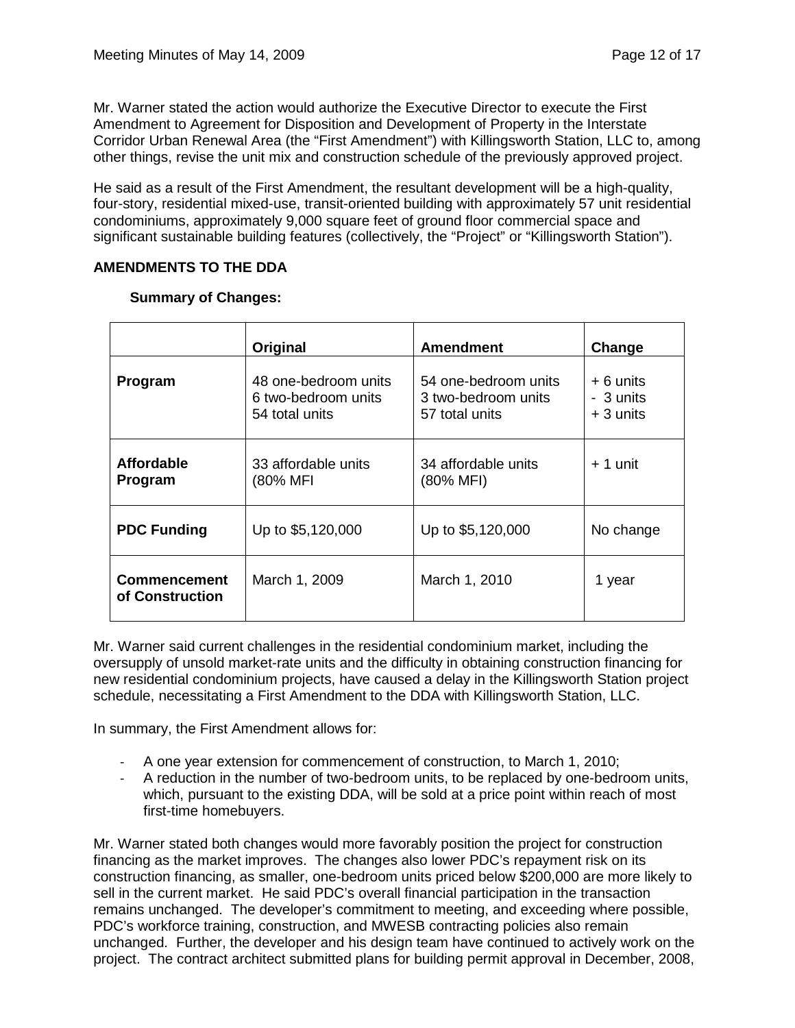Mr. Warner stated the action would authorize the Executive Director to execute the First Amendment to Agreement for Disposition and Development of Property in the Interstate Corridor Urban Renewal Area (the "First Amendment") with Killingsworth Station, LLC to, among other things, revise the unit mix and construction schedule of the previously approved project.

He said as a result of the First Amendment, the resultant development will be a high-quality, four-story, residential mixed-use, transit-oriented building with approximately 57 unit residential condominiums, approximately 9,000 square feet of ground floor commercial space and significant sustainable building features (collectively, the "Project" or "Killingsworth Station").

**AMENDMENTS TO THE DDA**

**Summary of Changes:**

| | **Original** | **Amendment** | **Change** |
|---|---|---|---|
| **Program** | 48 one-bedroom units<br>6 two-bedroom units<br>54 total units | 54 one-bedroom units<br>3 two-bedroom units<br>57 total units | + 6 units<br>- 3 units<br>+ 3 units |
| **Affordable Program** | 33 affordable units (80% MFI | 34 affordable units (80% MFI) | + 1 unit |
| **PDC Funding** | Up to $5,120,000 | Up to $5,120,000 | No change |
| **Commencement of Construction** | March 1, 2009 | March 1, 2010 | 1 year |

Mr. Warner said current challenges in the residential condominium market, including the oversupply of unsold market-rate units and the difficulty in obtaining construction financing for new residential condominium projects, have caused a delay in the Killingsworth Station project schedule, necessitating a First Amendment to the DDA with Killingsworth Station, LLC.

In summary, the First Amendment allows for:

- A one year extension for commencement of construction, to March 1, 2010;
- A reduction in the number of two-bedroom units, to be replaced by one-bedroom units, which, pursuant to the existing DDA, will be sold at a price point within reach of most first-time homebuyers.

Mr. Warner stated both changes would more favorably position the project for construction financing as the market improves. The changes also lower PDC's repayment risk on its construction financing, as smaller, one-bedroom units priced below $200,000 are more likely to sell in the current market. He said PDC's overall financial participation in the transaction remains unchanged. The developer's commitment to meeting, and exceeding where possible, PDC's workforce training, construction, and MWESB contracting policies also remain unchanged. Further, the developer and his design team have continued to actively work on the project. The contract architect submitted plans for building permit approval in December, 2008,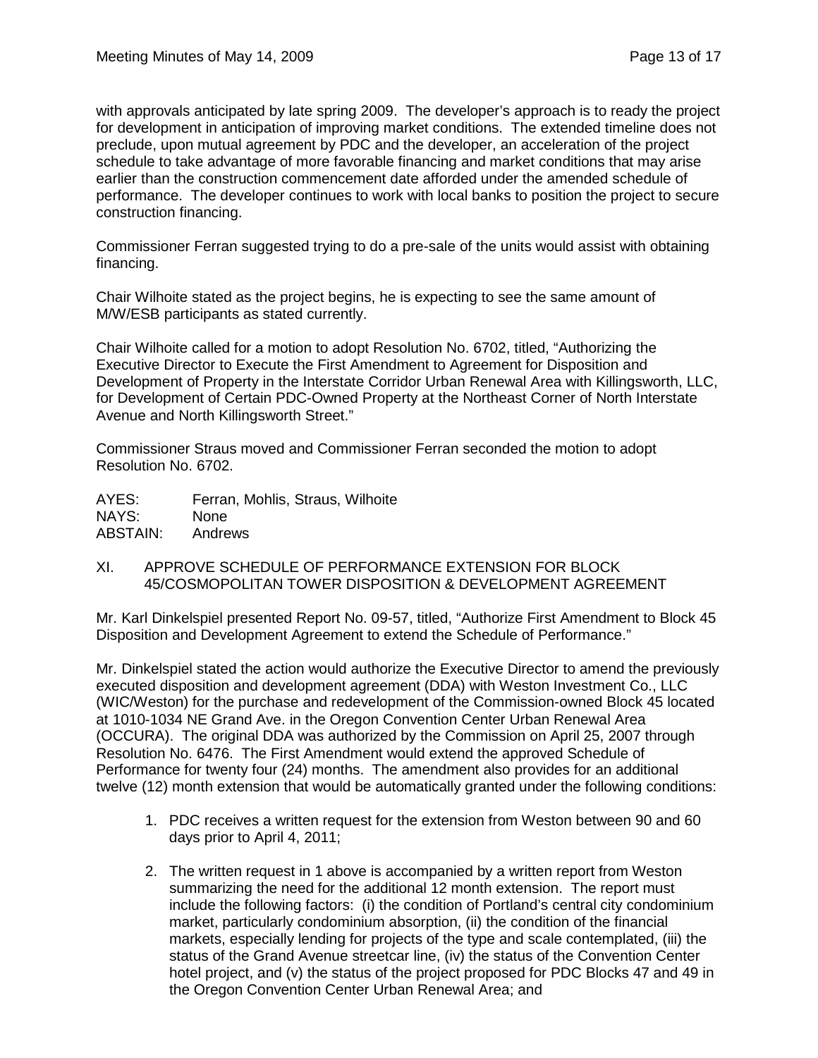with approvals anticipated by late spring 2009. The developer's approach is to ready the project for development in anticipation of improving market conditions. The extended timeline does not preclude, upon mutual agreement by PDC and the developer, an acceleration of the project schedule to take advantage of more favorable financing and market conditions that may arise earlier than the construction commencement date afforded under the amended schedule of performance. The developer continues to work with local banks to position the project to secure construction financing.

Commissioner Ferran suggested trying to do a pre-sale of the units would assist with obtaining financing.

Chair Wilhoite stated as the project begins, he is expecting to see the same amount of M/W/ESB participants as stated currently.

Chair Wilhoite called for a motion to adopt Resolution No. 6702, titled, "Authorizing the Executive Director to Execute the First Amendment to Agreement for Disposition and Development of Property in the Interstate Corridor Urban Renewal Area with Killingsworth, LLC, for Development of Certain PDC-Owned Property at the Northeast Corner of North Interstate Avenue and North Killingsworth Street."

Commissioner Straus moved and Commissioner Ferran seconded the motion to adopt Resolution No. 6702.

AYES: Ferran, Mohlis, Straus, Wilhoite
NAYS: None
ABSTAIN: Andrews

## XI. APPROVE SCHEDULE OF PERFORMANCE EXTENSION FOR BLOCK 45/COSMOPOLITAN TOWER DISPOSITION & DEVELOPMENT AGREEMENT

Mr. Karl Dinkelspiel presented Report No. 09-57, titled, "Authorize First Amendment to Block 45 Disposition and Development Agreement to extend the Schedule of Performance."

Mr. Dinkelspiel stated the action would authorize the Executive Director to amend the previously executed disposition and development agreement (DDA) with Weston Investment Co., LLC (WIC/Weston) for the purchase and redevelopment of the Commission-owned Block 45 located at 1010-1034 NE Grand Ave. in the Oregon Convention Center Urban Renewal Area (OCCURA). The original DDA was authorized by the Commission on April 25, 2007 through Resolution No. 6476. The First Amendment would extend the approved Schedule of Performance for twenty four (24) months. The amendment also provides for an additional twelve (12) month extension that would be automatically granted under the following conditions:

1. PDC receives a written request for the extension from Weston between 90 and 60 days prior to April 4, 2011;

2. The written request in 1 above is accompanied by a written report from Weston summarizing the need for the additional 12 month extension. The report must include the following factors: (i) the condition of Portland's central city condominium market, particularly condominium absorption, (ii) the condition of the financial markets, especially lending for projects of the type and scale contemplated, (iii) the status of the Grand Avenue streetcar line, (iv) the status of the Convention Center hotel project, and (v) the status of the project proposed for PDC Blocks 47 and 49 in the Oregon Convention Center Urban Renewal Area; and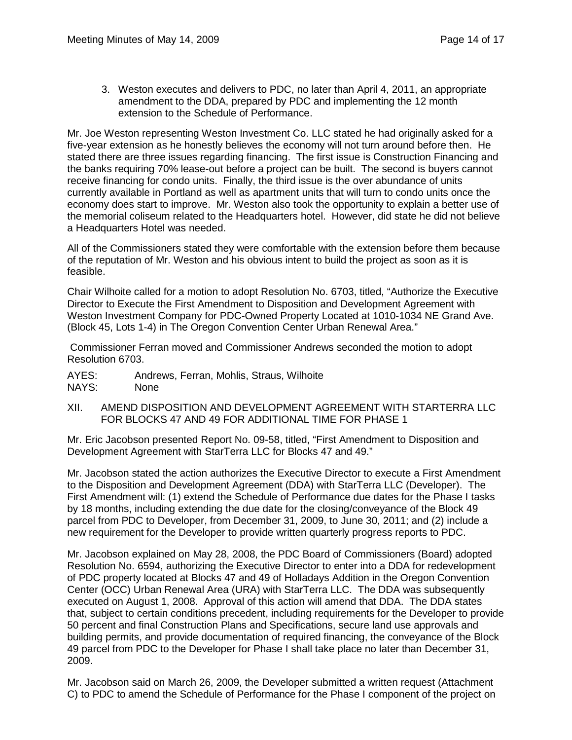3. Weston executes and delivers to PDC, no later than April 4, 2011, an appropriate amendment to the DDA, prepared by PDC and implementing the 12 month extension to the Schedule of Performance.

Mr. Joe Weston representing Weston Investment Co. LLC stated he had originally asked for a five-year extension as he honestly believes the economy will not turn around before then. He stated there are three issues regarding financing. The first issue is Construction Financing and the banks requiring 70% lease-out before a project can be built. The second is buyers cannot receive financing for condo units. Finally, the third issue is the over abundance of units currently available in Portland as well as apartment units that will turn to condo units once the economy does start to improve. Mr. Weston also took the opportunity to explain a better use of the memorial coliseum related to the Headquarters hotel. However, did state he did not believe a Headquarters Hotel was needed.

All of the Commissioners stated they were comfortable with the extension before them because of the reputation of Mr. Weston and his obvious intent to build the project as soon as it is feasible.

Chair Wilhoite called for a motion to adopt Resolution No. 6703, titled, "Authorize the Executive Director to Execute the First Amendment to Disposition and Development Agreement with Weston Investment Company for PDC-Owned Property Located at 1010-1034 NE Grand Ave. (Block 45, Lots 1-4) in The Oregon Convention Center Urban Renewal Area."

Commissioner Ferran moved and Commissioner Andrews seconded the motion to adopt Resolution 6703.

AYES: Andrews, Ferran, Mohlis, Straus, Wilhoite
NAYS: None

## XII. AMEND DISPOSITION AND DEVELOPMENT AGREEMENT WITH STARTERRA LLC FOR BLOCKS 47 AND 49 FOR ADDITIONAL TIME FOR PHASE 1

Mr. Eric Jacobson presented Report No. 09-58, titled, "First Amendment to Disposition and Development Agreement with StarTerra LLC for Blocks 47 and 49."

Mr. Jacobson stated the action authorizes the Executive Director to execute a First Amendment to the Disposition and Development Agreement (DDA) with StarTerra LLC (Developer). The First Amendment will: (1) extend the Schedule of Performance due dates for the Phase I tasks by 18 months, including extending the due date for the closing/conveyance of the Block 49 parcel from PDC to Developer, from December 31, 2009, to June 30, 2011; and (2) include a new requirement for the Developer to provide written quarterly progress reports to PDC.

Mr. Jacobson explained on May 28, 2008, the PDC Board of Commissioners (Board) adopted Resolution No. 6594, authorizing the Executive Director to enter into a DDA for redevelopment of PDC property located at Blocks 47 and 49 of Holladays Addition in the Oregon Convention Center (OCC) Urban Renewal Area (URA) with StarTerra LLC. The DDA was subsequently executed on August 1, 2008. Approval of this action will amend that DDA. The DDA states that, subject to certain conditions precedent, including requirements for the Developer to provide 50 percent and final Construction Plans and Specifications, secure land use approvals and building permits, and provide documentation of required financing, the conveyance of the Block 49 parcel from PDC to the Developer for Phase I shall take place no later than December 31, 2009.

Mr. Jacobson said on March 26, 2009, the Developer submitted a written request (Attachment C) to PDC to amend the Schedule of Performance for the Phase I component of the project on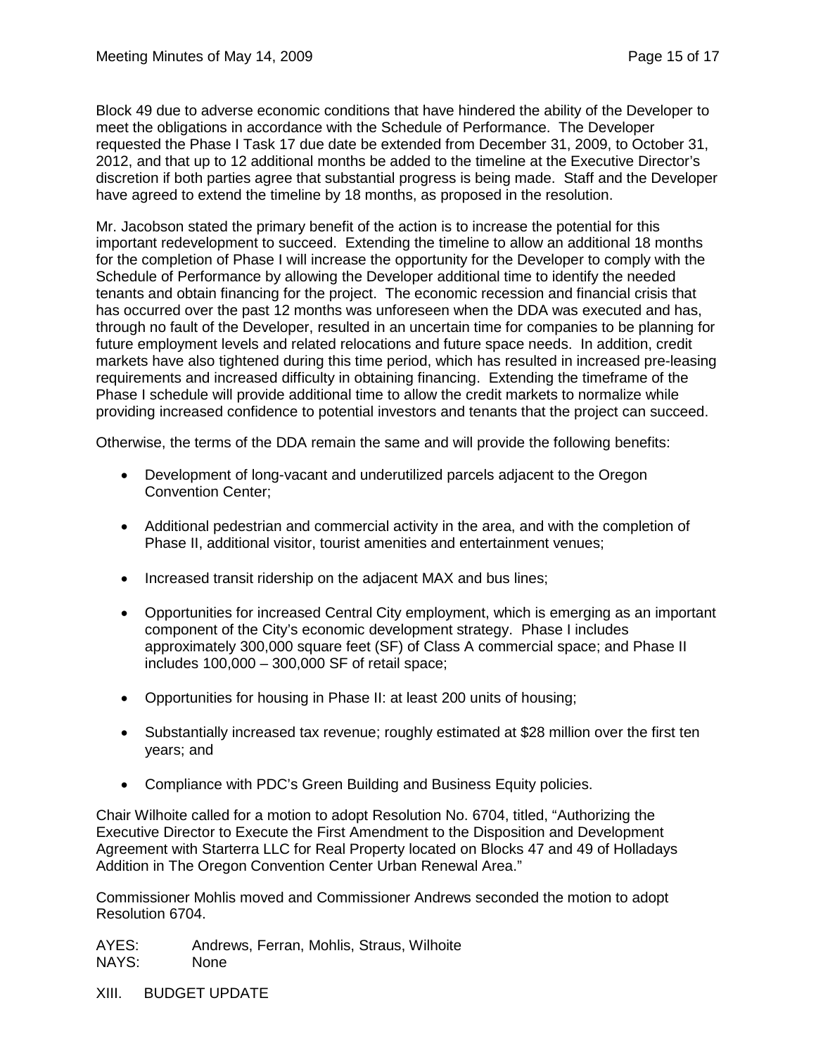Block 49 due to adverse economic conditions that have hindered the ability of the Developer to meet the obligations in accordance with the Schedule of Performance. The Developer requested the Phase I Task 17 due date be extended from December 31, 2009, to October 31, 2012, and that up to 12 additional months be added to the timeline at the Executive Director's discretion if both parties agree that substantial progress is being made. Staff and the Developer have agreed to extend the timeline by 18 months, as proposed in the resolution.

Mr. Jacobson stated the primary benefit of the action is to increase the potential for this important redevelopment to succeed. Extending the timeline to allow an additional 18 months for the completion of Phase I will increase the opportunity for the Developer to comply with the Schedule of Performance by allowing the Developer additional time to identify the needed tenants and obtain financing for the project. The economic recession and financial crisis that has occurred over the past 12 months was unforeseen when the DDA was executed and has, through no fault of the Developer, resulted in an uncertain time for companies to be planning for future employment levels and related relocations and future space needs. In addition, credit markets have also tightened during this time period, which has resulted in increased pre-leasing requirements and increased difficulty in obtaining financing. Extending the timeframe of the Phase I schedule will provide additional time to allow the credit markets to normalize while providing increased confidence to potential investors and tenants that the project can succeed.

Otherwise, the terms of the DDA remain the same and will provide the following benefits:

- Development of long-vacant and underutilized parcels adjacent to the Oregon Convention Center;
- Additional pedestrian and commercial activity in the area, and with the completion of Phase II, additional visitor, tourist amenities and entertainment venues;
- Increased transit ridership on the adjacent MAX and bus lines;
- Opportunities for increased Central City employment, which is emerging as an important component of the City's economic development strategy. Phase I includes approximately 300,000 square feet (SF) of Class A commercial space; and Phase II includes 100,000 – 300,000 SF of retail space;
- Opportunities for housing in Phase II: at least 200 units of housing;
- Substantially increased tax revenue; roughly estimated at $28 million over the first ten years; and
- Compliance with PDC's Green Building and Business Equity policies.

Chair Wilhoite called for a motion to adopt Resolution No. 6704, titled, "Authorizing the Executive Director to Execute the First Amendment to the Disposition and Development Agreement with Starterra LLC for Real Property located on Blocks 47 and 49 of Holladays Addition in The Oregon Convention Center Urban Renewal Area."

Commissioner Mohlis moved and Commissioner Andrews seconded the motion to adopt Resolution 6704.

AYES: Andrews, Ferran, Mohlis, Straus, Wilhoite
NAYS: None

XIII. BUDGET UPDATE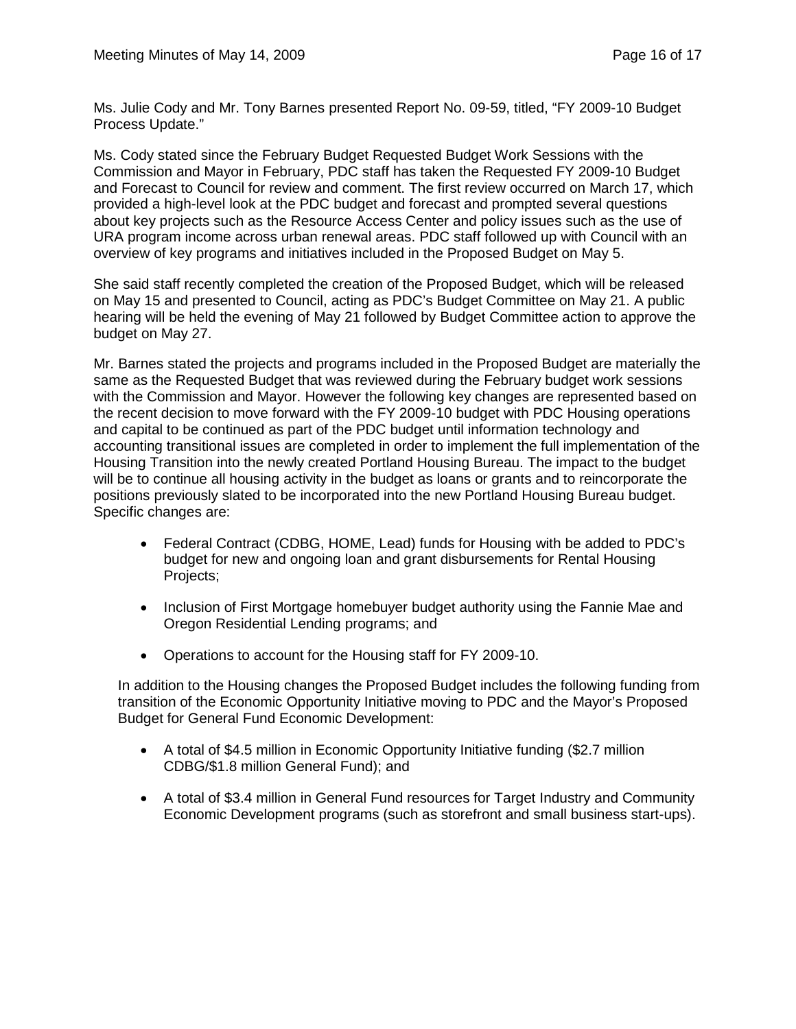Ms. Julie Cody and Mr. Tony Barnes presented Report No. 09-59, titled, “FY 2009-10 Budget Process Update.”

Ms. Cody stated since the February Budget Requested Budget Work Sessions with the Commission and Mayor in February, PDC staff has taken the Requested FY 2009-10 Budget and Forecast to Council for review and comment. The first review occurred on March 17, which provided a high-level look at the PDC budget and forecast and prompted several questions about key projects such as the Resource Access Center and policy issues such as the use of URA program income across urban renewal areas. PDC staff followed up with Council with an overview of key programs and initiatives included in the Proposed Budget on May 5.

She said staff recently completed the creation of the Proposed Budget, which will be released on May 15 and presented to Council, acting as PDC’s Budget Committee on May 21. A public hearing will be held the evening of May 21 followed by Budget Committee action to approve the budget on May 27.

Mr. Barnes stated the projects and programs included in the Proposed Budget are materially the same as the Requested Budget that was reviewed during the February budget work sessions with the Commission and Mayor. However the following key changes are represented based on the recent decision to move forward with the FY 2009-10 budget with PDC Housing operations and capital to be continued as part of the PDC budget until information technology and accounting transitional issues are completed in order to implement the full implementation of the Housing Transition into the newly created Portland Housing Bureau. The impact to the budget will be to continue all housing activity in the budget as loans or grants and to reincorporate the positions previously slated to be incorporated into the new Portland Housing Bureau budget. Specific changes are:

- Federal Contract (CDBG, HOME, Lead) funds for Housing with be added to PDC’s budget for new and ongoing loan and grant disbursements for Rental Housing Projects;
- Inclusion of First Mortgage homebuyer budget authority using the Fannie Mae and Oregon Residential Lending programs; and
- Operations to account for the Housing staff for FY 2009-10.

In addition to the Housing changes the Proposed Budget includes the following funding from transition of the Economic Opportunity Initiative moving to PDC and the Mayor’s Proposed Budget for General Fund Economic Development:

- A total of $4.5 million in Economic Opportunity Initiative funding ($2.7 million CDBG/$1.8 million General Fund); and
- A total of $3.4 million in General Fund resources for Target Industry and Community Economic Development programs (such as storefront and small business start-ups).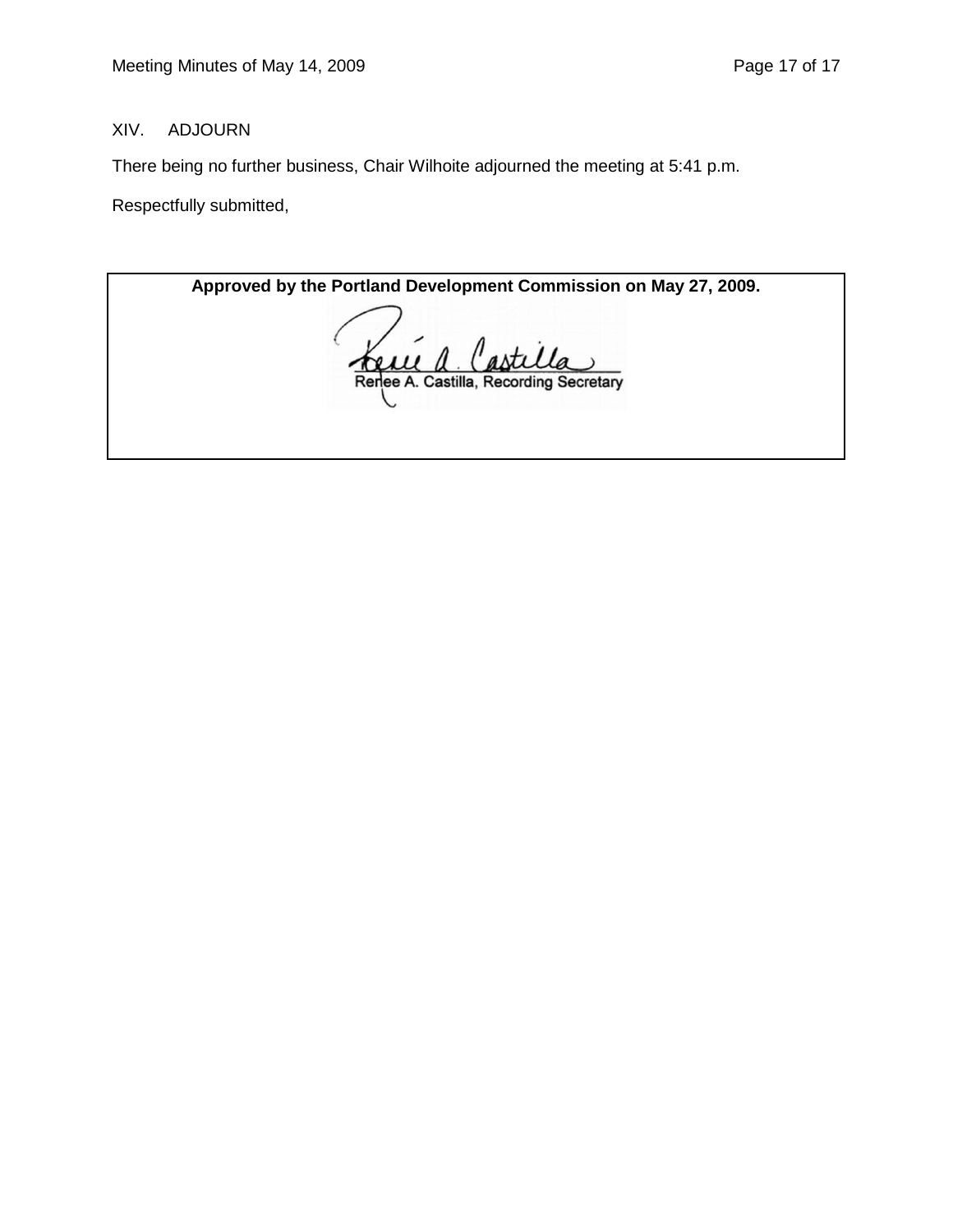## XIV. ADJOURN

There being no further business, Chair Wilhoite adjourned the meeting at 5:41 p.m.

Respectfully submitted,

**Approved by the Portland Development Commission on May 27, 2009.**

Renee A. Castilla, Recording Secretary